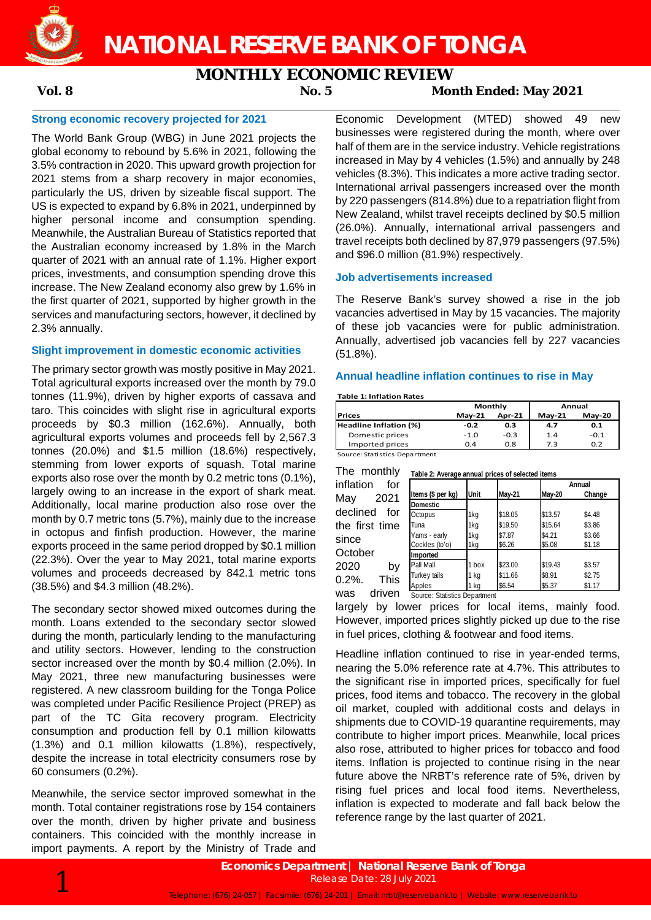# NATIONAL RESERVE BANK OF TONGA

## MONTHLY ECONOMIC REVIEW

**Vol. 8** **No. 5** **Month Ended: May 2021**

### Strong economic recovery projected for 2021

The World Bank Group (WBG) in June 2021 projects the global economy to rebound by 5.6% in 2021, following the 3.5% contraction in 2020. This upward growth projection for 2021 stems from a sharp recovery in major economies, particularly the US, driven by sizeable fiscal support. The US is expected to expand by 6.8% in 2021, underpinned by higher personal income and consumption spending. Meanwhile, the Australian Bureau of Statistics reported that the Australian economy increased by 1.8% in the March quarter of 2021 with an annual rate of 1.1%. Higher export prices, investments, and consumption spending drove this increase. The New Zealand economy also grew by 1.6% in the first quarter of 2021, supported by higher growth in the services and manufacturing sectors, however, it declined by 2.3% annually.

### Slight improvement in domestic economic activities

The primary sector growth was mostly positive in May 2021. Total agricultural exports increased over the month by 79.0 tonnes (11.9%), driven by higher exports of cassava and taro. This coincides with slight rise in agricultural exports proceeds by $0.3 million (162.6%). Annually, both agricultural exports volumes and proceeds fell by 2,567.3 tonnes (20.0%) and $1.5 million (18.6%) respectively, stemming from lower exports of squash. Total marine exports also rose over the month by 0.2 metric tons (0.1%), largely owing to an increase in the export of shark meat. Additionally, local marine production also rose over the month by 0.7 metric tons (5.7%), mainly due to the increase in octopus and finfish production. However, the marine exports proceed in the same period dropped by $0.1 million (22.3%). Over the year to May 2021, total marine exports volumes and proceeds decreased by 842.1 metric tons (38.5%) and $4.3 million (48.2%).

The secondary sector showed mixed outcomes during the month. Loans extended to the secondary sector slowed during the month, particularly lending to the manufacturing and utility sectors. However, lending to the construction sector increased over the month by $0.4 million (2.0%). In May 2021, three new manufacturing businesses were registered. A new classroom building for the Tonga Police was completed under Pacific Resilience Project (PREP) as part of the TC Gita recovery program. Electricity consumption and production fell by 0.1 million kilowatts (1.3%) and 0.1 million kilowatts (1.8%), respectively, despite the increase in total electricity consumers rose by 60 consumers (0.2%).

Meanwhile, the service sector improved somewhat in the month. Total container registrations rose by 154 containers over the month, driven by higher private and business containers. This coincided with the monthly increase in import payments. A report by the Ministry of Trade and Economic Development (MTED) showed 49 new businesses were registered during the month, where over half of them are in the service industry. Vehicle registrations increased in May by 4 vehicles (1.5%) and annually by 248 vehicles (8.3%). This indicates a more active trading sector. International arrival passengers increased over the month by 220 passengers (814.8%) due to a repatriation flight from New Zealand, whilst travel receipts declined by $0.5 million (26.0%). Annually, international arrival passengers and travel receipts both declined by 87,979 passengers (97.5%) and $96.0 million (81.9%) respectively.

### Job advertisements increased

The Reserve Bank's survey showed a rise in the job vacancies advertised in May by 15 vacancies. The majority of these job vacancies were for public administration. Annually, advertised job vacancies fell by 227 vacancies (51.8%).

### Annual headline inflation continues to rise in May

**Table 1: Inflation Rates**

| | Monthly | | Annual | |
|---|---|---|---|---|
| **Prices** | **May-21** | **Apr-21** | **May-21** | **May-20** |
| **Headline Inflation (%)** | **-0.2** | **0.3** | **4.7** | **0.1** |
| Domestic prices | -1.0 | -0.3 | 1.4 | -0.1 |
| Imported prices | 0.4 | 0.8 | 7.3 | 0.2 |

Source: Statistics Department

**Table 2: Average annual prices of selected items**

| Items ($ per kg) | Unit | May-21 | May-20 | Annual Change |
|---|---|---|---|---|
| **Domestic** | | | | |
| Octopus | 1kg | $18.05 | $13.57 | $4.48 |
| Tuna | 1kg | $19.50 | $15.64 | $3.86 |
| Yams - early | 1kg | $7.87 | $4.21 | $3.66 |
| Cockles (to'o) | 1kg | $6.26 | $5.08 | $1.18 |
| **Imported** | | | | |
| Pall Mall | 1 box | $23.00 | $19.43 | $3.57 |
| Turkey tails | 1 kg | $11.66 | $8.91 | $2.75 |
| Apples | 1 kg | $6.54 | $5.37 | $1.17 |

Source: Statistics Department

The monthly inflation for May 2021 declined for the first time since October 2020 by 0.2%. This was driven largely by lower prices for local items, mainly food. However, imported prices slightly picked up due to the rise in fuel prices, clothing & footwear and food items.

Headline inflation continued to rise in year-ended terms, nearing the 5.0% reference rate at 4.7%. This attributes to the significant rise in imported prices, specifically for fuel prices, food items and tobacco. The recovery in the global oil market, coupled with additional costs and delays in shipments due to COVID-19 quarantine requirements, may contribute to higher import prices. Meanwhile, local prices also rose, attributed to higher prices for tobacco and food items. Inflation is projected to continue rising in the near future above the NRBT's reference rate of 5%, driven by rising fuel prices and local food items. Nevertheless, inflation is expected to moderate and fall back below the reference range by the last quarter of 2021.

**Economics Department | National Reserve Bank of Tonga**
Release Date: 28 July 2021

Telephone: (676) 24-057 | Facsimile: (676) 24-201 | Email: nrbt@reservebank.to | Website: www.reservebank.to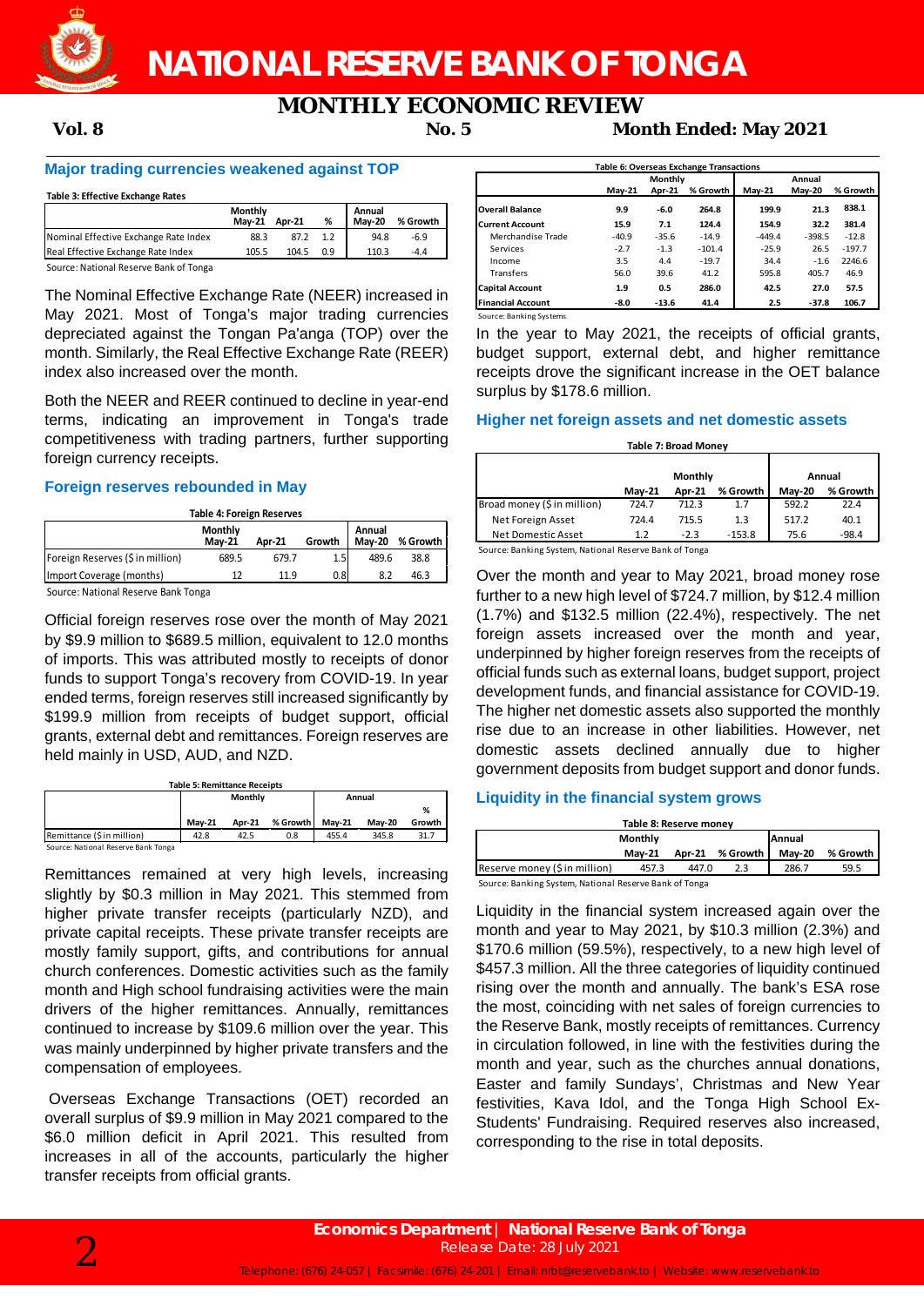# NATIONAL RESERVE BANK OF TONGA

## MONTHLY ECONOMIC REVIEW

**Vol. 8** **No. 5** **Month Ended: May 2021**

### Major trading currencies weakened against TOP

**Table 3: Effective Exchange Rates**

| | Monthly | | | Annual | |
|---|---|---|---|---|---|
| | May-21 | Apr-21 | % | May-20 | % Growth |
| Nominal Effective Exchange Rate Index | 88.3 | 87.2 | 1.2 | 94.8 | -6.9 |
| Real Effective Exchange Rate Index | 105.5 | 104.5 | 0.9 | 110.3 | -4.4 |

Source: National Reserve Bank of Tonga

The Nominal Effective Exchange Rate (NEER) increased in May 2021. Most of Tonga's major trading currencies depreciated against the Tongan Pa'anga (TOP) over the month. Similarly, the Real Effective Exchange Rate (REER) index also increased over the month.

Both the NEER and REER continued to decline in year-end terms, indicating an improvement in Tonga's trade competitiveness with trading partners, further supporting foreign currency receipts.

### Foreign reserves rebounded in May

**Table 4: Foreign Reserves**

| | Monthly | | | Annual | |
|---|---|---|---|---|---|
| | May-21 | Apr-21 | Growth | May-20 | % Growth |
| Foreign Reserves ($ in million) | 689.5 | 679.7 | 1.5 | 489.6 | 38.8 |
| Import Coverage (months) | 12 | 11.9 | 0.8 | 8.2 | 46.3 |

Source: National Reserve Bank Tonga

Official foreign reserves rose over the month of May 2021 by $9.9 million to $689.5 million, equivalent to 12.0 months of imports. This was attributed mostly to receipts of donor funds to support Tonga's recovery from COVID-19. In year ended terms, foreign reserves still increased significantly by $199.9 million from receipts of budget support, official grants, external debt and remittances. Foreign reserves are held mainly in USD, AUD, and NZD.

**Table 5: Remittance Receipts**

| | Monthly | | | Annual | | |
|---|---|---|---|---|---|---|
| | May-21 | Apr-21 | % Growth | May-21 | May-20 | % Growth |
| Remittance ($ in million) | 42.8 | 42.5 | 0.8 | 455.4 | 345.8 | 31.7 |

Source: National Reserve Bank Tonga

Remittances remained at very high levels, increasing slightly by $0.3 million in May 2021. This stemmed from higher private transfer receipts (particularly NZD), and private capital receipts. These private transfer receipts are mostly family support, gifts, and contributions for annual church conferences. Domestic activities such as the family month and High school fundraising activities were the main drivers of the higher remittances. Annually, remittances continued to increase by $109.6 million over the year. This was mainly underpinned by higher private transfers and the compensation of employees.

Overseas Exchange Transactions (OET) recorded an overall surplus of $9.9 million in May 2021 compared to the $6.0 million deficit in April 2021. This resulted from increases in all of the accounts, particularly the higher transfer receipts from official grants.

**Table 6: Overseas Exchange Transactions**

| | Monthly | | | Annual | | |
|---|---|---|---|---|---|---|
| | May-21 | Apr-21 | % Growth | May-21 | May-20 | % Growth |
| **Overall Balance** | 9.9 | -6.0 | 264.8 | 199.9 | 21.3 | 838.1 |
| **Current Account** | 15.9 | 7.1 | 124.4 | 154.9 | 32.2 | 381.4 |
| Merchandise Trade | -40.9 | -35.6 | -14.9 | -449.4 | -398.5 | -12.8 |
| Services | -2.7 | -1.3 | -101.4 | -25.9 | 26.5 | -197.7 |
| Income | 3.5 | 4.4 | -19.7 | 34.4 | -1.6 | 2246.6 |
| Transfers | 56.0 | 39.6 | 41.2 | 595.8 | 405.7 | 46.9 |
| **Capital Account** | 1.9 | 0.5 | 286.0 | 42.5 | 27.0 | 57.5 |
| **Financial Account** | -8.0 | -13.6 | 41.4 | 2.5 | -37.8 | 106.7 |

Source: Banking Systems

In the year to May 2021, the receipts of official grants, budget support, external debt, and higher remittance receipts drove the significant increase in the OET balance surplus by $178.6 million.

### Higher net foreign assets and net domestic assets

**Table 7: Broad Money**

| | Monthly | | | Annual | |
|---|---|---|---|---|---|
| | May-21 | Apr-21 | % Growth | May-20 | % Growth |
| Broad money ($ in million) | 724.7 | 712.3 | 1.7 | 592.2 | 22.4 |
| Net Foreign Asset | 724.4 | 715.5 | 1.3 | 517.2 | 40.1 |
| Net Domestic Asset | 1.2 | -2.3 | -153.8 | 75.6 | -98.4 |

Source: Banking System, National Reserve Bank of Tonga

Over the month and year to May 2021, broad money rose further to a new high level of $724.7 million, by $12.4 million (1.7%) and $132.5 million (22.4%), respectively. The net foreign assets increased over the month and year, underpinned by higher foreign reserves from the receipts of official funds such as external loans, budget support, project development funds, and financial assistance for COVID-19. The higher net domestic assets also supported the monthly rise due to an increase in other liabilities. However, net domestic assets declined annually due to higher government deposits from budget support and donor funds.

### Liquidity in the financial system grows

**Table 8: Reserve money**

| | Monthly | | | Annual | |
|---|---|---|---|---|---|
| | May-21 | Apr-21 | % Growth | May-20 | % Growth |
| Reserve money ($ in million) | 457.3 | 447.0 | 2.3 | 286.7 | 59.5 |

Source: Banking System, National Reserve Bank of Tonga

Liquidity in the financial system increased again over the month and year to May 2021, by $10.3 million (2.3%) and $170.6 million (59.5%), respectively, to a new high level of $457.3 million. All the three categories of liquidity continued rising over the month and annually. The bank's ESA rose the most, coinciding with net sales of foreign currencies to the Reserve Bank, mostly receipts of remittances. Currency in circulation followed, in line with the festivities during the month and year, such as the churches annual donations, Easter and family Sundays', Christmas and New Year festivities, Kava Idol, and the Tonga High School Ex-Students' Fundraising. Required reserves also increased, corresponding to the rise in total deposits.

**Economics Department | National Reserve Bank of Tonga**
Release Date: 28 July 2021
Telephone: (676) 24-057 | Facsimile: (676) 24-201 | Email: nrbt@reservebank.to | Website: www.reservebank.to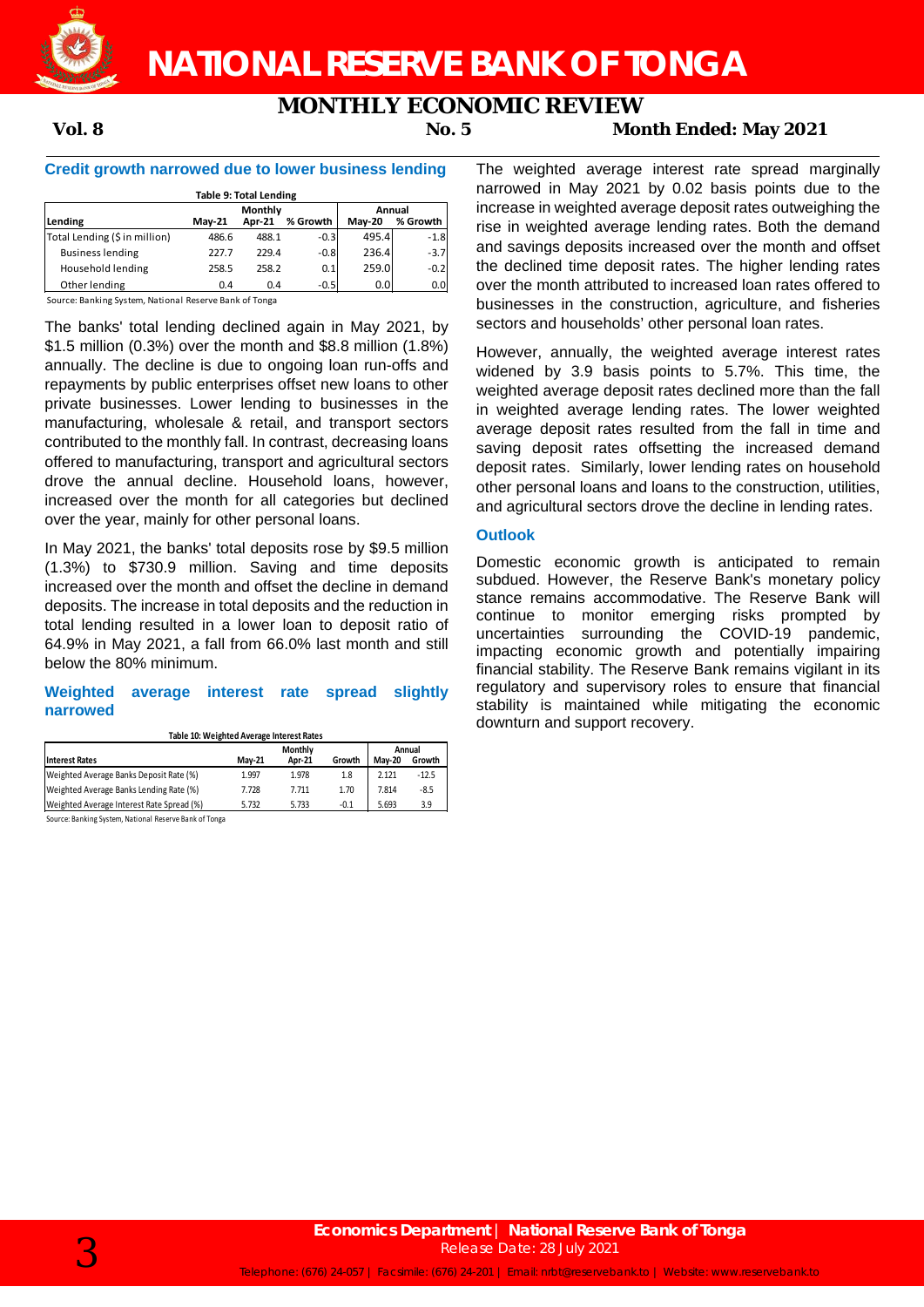## Credit growth narrowed due to lower business lending

**Table 9: Total Lending**

| Lending | Monthly | | | Annual | |
|---|---|---|---|---|---|
| | May-21 | Apr-21 | % Growth | May-20 | % Growth |
| Total Lending ($ in million) | 486.6 | 488.1 | -0.3 | 495.4 | -1.8 |
| Business lending | 227.7 | 229.4 | -0.8 | 236.4 | -3.7 |
| Household lending | 258.5 | 258.2 | 0.1 | 259.0 | -0.2 |
| Other lending | 0.4 | 0.4 | -0.5 | 0.0 | 0.0 |

Source: Banking System, National Reserve Bank of Tonga

The banks' total lending declined again in May 2021, by $1.5 million (0.3%) over the month and $8.8 million (1.8%) annually. The decline is due to ongoing loan run-offs and repayments by public enterprises offset new loans to other private businesses. Lower lending to businesses in the manufacturing, wholesale & retail, and transport sectors contributed to the monthly fall. In contrast, decreasing loans offered to manufacturing, transport and agricultural sectors drove the annual decline. Household loans, however, increased over the month for all categories but declined over the year, mainly for other personal loans.

In May 2021, the banks' total deposits rose by $9.5 million (1.3%) to $730.9 million. Saving and time deposits increased over the month and offset the decline in demand deposits. The increase in total deposits and the reduction in total lending resulted in a lower loan to deposit ratio of 64.9% in May 2021, a fall from 66.0% last month and still below the 80% minimum.

## Weighted average interest rate spread slightly narrowed

**Table 10: Weighted Average Interest Rates**

| Interest Rates | Monthly | | | Annual | |
|---|---|---|---|---|---|
| | May-21 | Apr-21 | Growth | May-20 | Growth |
| Weighted Average Banks Deposit Rate (%) | 1.997 | 1.978 | 1.8 | 2.121 | -12.5 |
| Weighted Average Banks Lending Rate (%) | 7.728 | 7.711 | 1.70 | 7.814 | -8.5 |
| Weighted Average Interest Rate Spread (%) | 5.732 | 5.733 | -0.1 | 5.693 | 3.9 |

Source: Banking System, National Reserve Bank of Tonga

The weighted average interest rate spread marginally narrowed in May 2021 by 0.02 basis points due to the increase in weighted average deposit rates outweighing the rise in weighted average lending rates. Both the demand and savings deposits increased over the month and offset the declined time deposit rates. The higher lending rates over the month attributed to increased loan rates offered to businesses in the construction, agriculture, and fisheries sectors and households' other personal loan rates.

However, annually, the weighted average interest rates widened by 3.9 basis points to 5.7%. This time, the weighted average deposit rates declined more than the fall in weighted average lending rates. The lower weighted average deposit rates resulted from the fall in time and saving deposit rates offsetting the increased demand deposit rates. Similarly, lower lending rates on household other personal loans and loans to the construction, utilities, and agricultural sectors drove the decline in lending rates.

## Outlook

Domestic economic growth is anticipated to remain subdued. However, the Reserve Bank's monetary policy stance remains accommodative. The Reserve Bank will continue to monitor emerging risks prompted by uncertainties surrounding the COVID-19 pandemic, impacting economic growth and potentially impairing financial stability. The Reserve Bank remains vigilant in its regulatory and supervisory roles to ensure that financial stability is maintained while mitigating the economic downturn and support recovery.